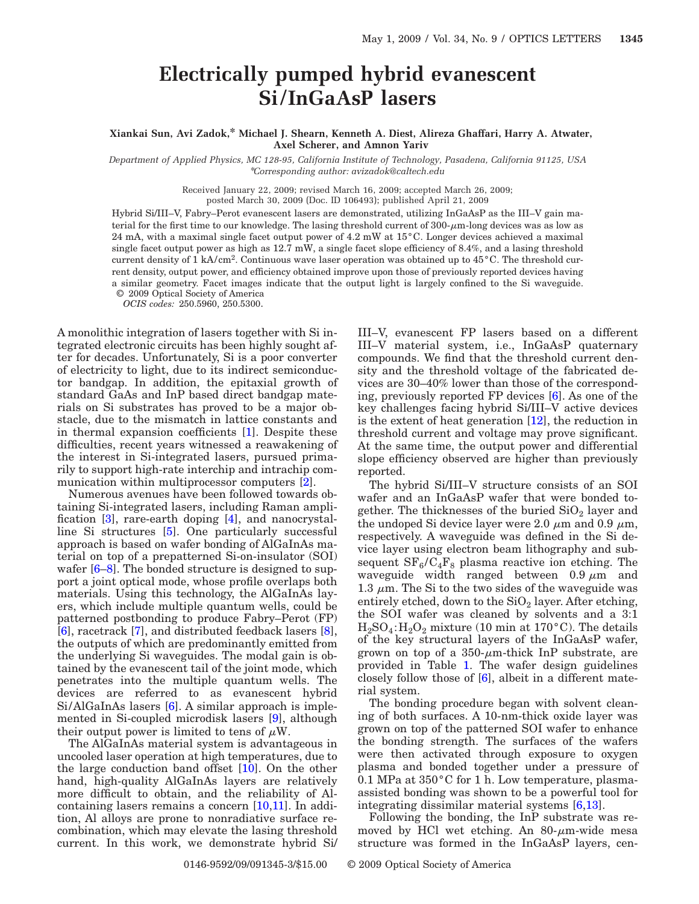# Electrically pumped hybrid evanescent Si/InGaAsP lasers

**Xiankai Sun, Avi Zadok,* Michael J. Shearn, Kenneth A. Diest, Alireza Ghaffari, Harry A. Atwater, Axel Scherer, and Amnon Yariv**

*Department of Applied Physics, MC 128-95, California Institute of Technology, Pasadena, California 91125, USA*
*\*Corresponding author: avizadok@caltech.edu*

Received January 22, 2009; revised March 16, 2009; accepted March 26, 2009; posted March 30, 2009 (Doc. ID 106493); published April 21, 2009

Hybrid Si/III–V, Fabry–Perot evanescent lasers are demonstrated, utilizing InGaAsP as the III–V gain material for the first time to our knowledge. The lasing threshold current of 300-$\mu$m-long devices was as low as 24 mA, with a maximal single facet output power of 4.2 mW at 15°C. Longer devices achieved a maximal single facet output power as high as 12.7 mW, a single facet slope efficiency of 8.4%, and a lasing threshold current density of 1 kA/cm$^2$. Continuous wave laser operation was obtained up to 45°C. The threshold current density, output power, and efficiency obtained improve upon those of previously reported devices having a similar geometry. Facet images indicate that the output light is largely confined to the Si waveguide. © 2009 Optical Society of America

*OCIS codes:* 250.5960, 250.5300.

A monolithic integration of lasers together with Si integrated electronic circuits has been highly sought after for decades. Unfortunately, Si is a poor converter of electricity to light, due to its indirect semiconductor bandgap. In addition, the epitaxial growth of standard GaAs and InP based direct bandgap materials on Si substrates has proved to be a major obstacle, due to the mismatch in lattice constants and in thermal expansion coefficients [1]. Despite these difficulties, recent years witnessed a reawakening of the interest in Si-integrated lasers, pursued primarily to support high-rate interchip and intrachip communication within multiprocessor computers [2].

Numerous avenues have been followed towards obtaining Si-integrated lasers, including Raman amplification [3], rare-earth doping [4], and nanocrystalline Si structures [5]. One particularly successful approach is based on wafer bonding of AlGaInAs material on top of a prepatterned Si-on-insulator (SOI) wafer [6–8]. The bonded structure is designed to support a joint optical mode, whose profile overlaps both materials. Using this technology, the AlGaInAs layers, which include multiple quantum wells, could be patterned postbonding to produce Fabry–Perot (FP) [6], racetrack [7], and distributed feedback lasers [8], the outputs of which are predominantly emitted from the underlying Si waveguides. The modal gain is obtained by the evanescent tail of the joint mode, which penetrates into the multiple quantum wells. The devices are referred to as evanescent hybrid Si/AlGaInAs lasers [6]. A similar approach is implemented in Si-coupled microdisk lasers [9], although their output power is limited to tens of $\mu$W.

The AlGaInAs material system is advantageous in uncooled laser operation at high temperatures, due to the large conduction band offset [10]. On the other hand, high-quality AlGaInAs layers are relatively more difficult to obtain, and the reliability of Al-containing lasers remains a concern [10,11]. In addition, Al alloys are prone to nonradiative surface recombination, which may elevate the lasing threshold current. In this work, we demonstrate hybrid Si/III–V, evanescent FP lasers based on a different III–V material system, i.e., InGaAsP quaternary compounds. We find that the threshold current density and the threshold voltage of the fabricated devices are 30–40% lower than those of the corresponding, previously reported FP devices [6]. As one of the key challenges facing hybrid Si/III–V active devices is the extent of heat generation [12], the reduction in threshold current and voltage may prove significant. At the same time, the output power and differential slope efficiency observed are higher than previously reported.

The hybrid Si/III–V structure consists of an SOI wafer and an InGaAsP wafer that were bonded together. The thicknesses of the buried $SiO_2$ layer and the undoped Si device layer were 2.0 $\mu$m and 0.9 $\mu$m, respectively. A waveguide was defined in the Si device layer using electron beam lithography and subsequent $SF_6/C_4F_8$ plasma reactive ion etching. The waveguide width ranged between 0.9 $\mu$m and 1.3 $\mu$m. The Si to the two sides of the waveguide was entirely etched, down to the $SiO_2$ layer. After etching, the SOI wafer was cleaned by solvents and a 3:1 $H_2SO_4$:$H_2O_2$ mixture (10 min at 170°C). The details of the key structural layers of the InGaAsP wafer, grown on top of a 350-$\mu$m-thick InP substrate, are provided in Table 1. The wafer design guidelines closely follow those of [6], albeit in a different material system.

The bonding procedure began with solvent cleaning of both surfaces. A 10-nm-thick oxide layer was grown on top of the patterned SOI wafer to enhance the bonding strength. The surfaces of the wafers were then activated through exposure to oxygen plasma and bonded together under a pressure of 0.1 MPa at 350°C for 1 h. Low temperature, plasma-assisted bonding was shown to be a powerful tool for integrating dissimilar material systems [6,13].

Following the bonding, the InP substrate was removed by HCl wet etching. An 80-$\mu$m-wide mesa structure was formed in the InGaAsP layers, cen-

0146-9592/09/091345-3/$15.00 © 2009 Optical Society of America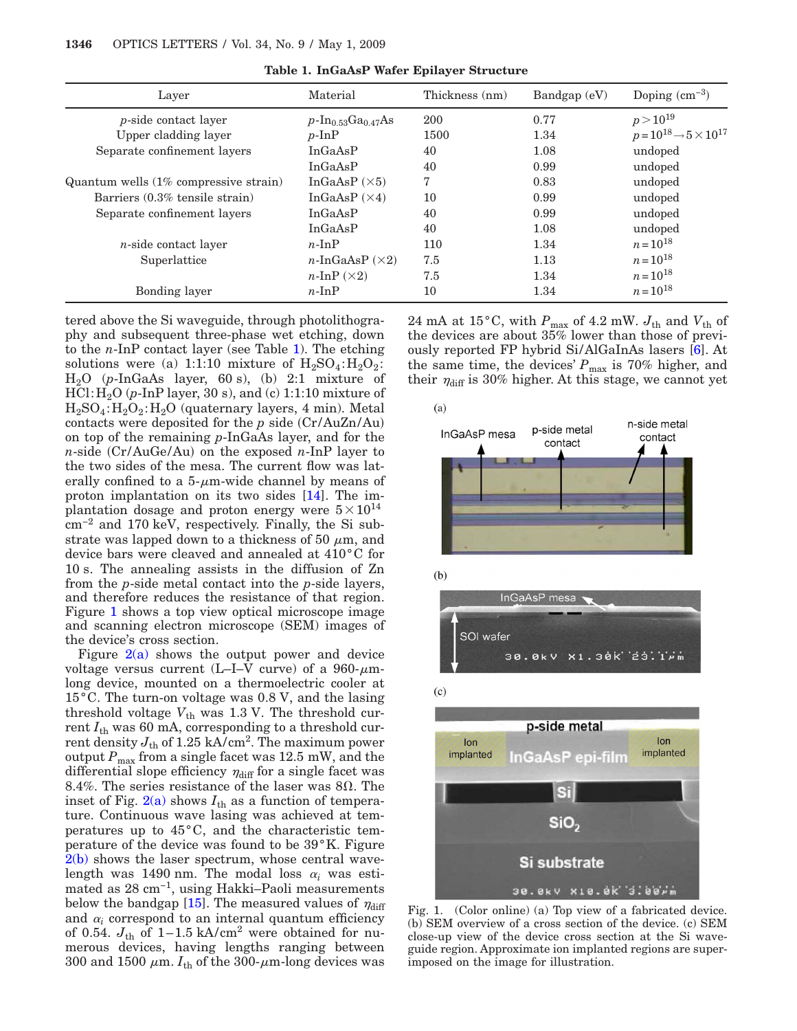Table 1. InGaAsP Wafer Epilayer Structure

| Layer | Material | Thickness (nm) | Bandgap (eV) | Doping ($cm^{-3}$) |
|---|---|---|---|---|
| $p$-side contact layer | $p$-$In_{0.53}Ga_{0.47}As$ | 200 | 0.77 | $p>10^{19}$ |
| Upper cladding layer | $p$-InP | 1500 | 1.34 | $p=10^{18}\rightarrow 5\times 10^{17}$ |
| Separate confinement layers | InGaAsP | 40 | 1.08 | undoped |
| | InGaAsP | 40 | 0.99 | undoped |
| Quantum wells (1% compressive strain) | InGaAsP (×5) | 7 | 0.83 | undoped |
| Barriers (0.3% tensile strain) | InGaAsP (×4) | 10 | 0.99 | undoped |
| Separate confinement layers | InGaAsP | 40 | 0.99 | undoped |
| | InGaAsP | 40 | 1.08 | undoped |
| $n$-side contact layer | $n$-InP | 110 | 1.34 | $n=10^{18}$ |
| Superlattice | $n$-InGaAsP (×2) | 7.5 | 1.13 | $n=10^{18}$ |
| | $n$-InP (×2) | 7.5 | 1.34 | $n=10^{18}$ |
| Bonding layer | $n$-InP | 10 | 1.34 | $n=10^{18}$ |

tered above the Si waveguide, through photolithography and subsequent three-phase wet etching, down to the $n$-InP contact layer (see Table 1). The etching solutions were (a) 1:1:10 mixture of $H_2SO_4$:$H_2O_2$:$H_2O$ ($p$-InGaAs layer, 60 s), (b) 2:1 mixture of HCl:$H_2O$ ($p$-InP layer, 30 s), and (c) 1:1:10 mixture of $H_2SO_4$:$H_2O_2$:$H_2O$ (quaternary layers, 4 min). Metal contacts were deposited for the $p$ side (Cr/AuZn/Au) on top of the remaining $p$-InGaAs layer, and for the $n$-side (Cr/AuGe/Au) on the exposed $n$-InP layer to the two sides of the mesa. The current flow was laterally confined to a 5-$\mu$m-wide channel by means of proton implantation on its two sides [14]. The implantation dosage and proton energy were $5\times 10^{14}$ $cm^{-2}$ and 170 keV, respectively. Finally, the Si substrate was lapped down to a thickness of 50 $\mu$m, and device bars were cleaved and annealed at 410°C for 10 s. The annealing assists in the diffusion of Zn from the $p$-side metal contact into the $p$-side layers, and therefore reduces the resistance of that region. Figure 1 shows a top view optical microscope image and scanning electron microscope (SEM) images of the device's cross section.

Figure 2(a) shows the output power and device voltage versus current (L–I–V curve) of a 960-$\mu$m-long device, mounted on a thermoelectric cooler at 15°C. The turn-on voltage was 0.8 V, and the lasing threshold voltage $V_{th}$ was 1.3 V. The threshold current $I_{th}$ was 60 mA, corresponding to a threshold current density $J_{th}$ of 1.25 kA/$cm^2$. The maximum power output $P_{max}$ from a single facet was 12.5 mW, and the differential slope efficiency $\eta_{diff}$ for a single facet was 8.4%. The series resistance of the laser was 8Ω. The inset of Fig. 2(a) shows $I_{th}$ as a function of temperature. Continuous wave lasing was achieved at temperatures up to 45°C, and the characteristic temperature of the device was found to be 39°K. Figure 2(b) shows the laser spectrum, whose central wavelength was 1490 nm. The modal loss $\alpha_i$ was estimated as 28 $cm^{-1}$, using Hakki–Paoli measurements below the bandgap [15]. The measured values of $\eta_{diff}$ and $\alpha_i$ correspond to an internal quantum efficiency of 0.54. $J_{th}$ of 1–1.5 kA/$cm^2$ were obtained for numerous devices, having lengths ranging between 300 and 1500 $\mu$m. $I_{th}$ of the 300-$\mu$m-long device was 24 mA at 15°C, with $P_{max}$ of 4.2 mW. $J_{th}$ and $V_{th}$ of the devices are about 35% lower than those of previously reported FP hybrid Si/AlGaInAs lasers [6]. At the same time, the devices' $P_{max}$ is 70% higher, and their $\eta_{diff}$ is 30% higher. At this stage, we cannot yet

Fig. 1. (Color online) (a) Top view of a fabricated device. (b) SEM overview of a cross section of the device. (c) SEM close-up view of the device cross section at the Si waveguide region. Approximate ion implanted regions are superimposed on the image for illustration.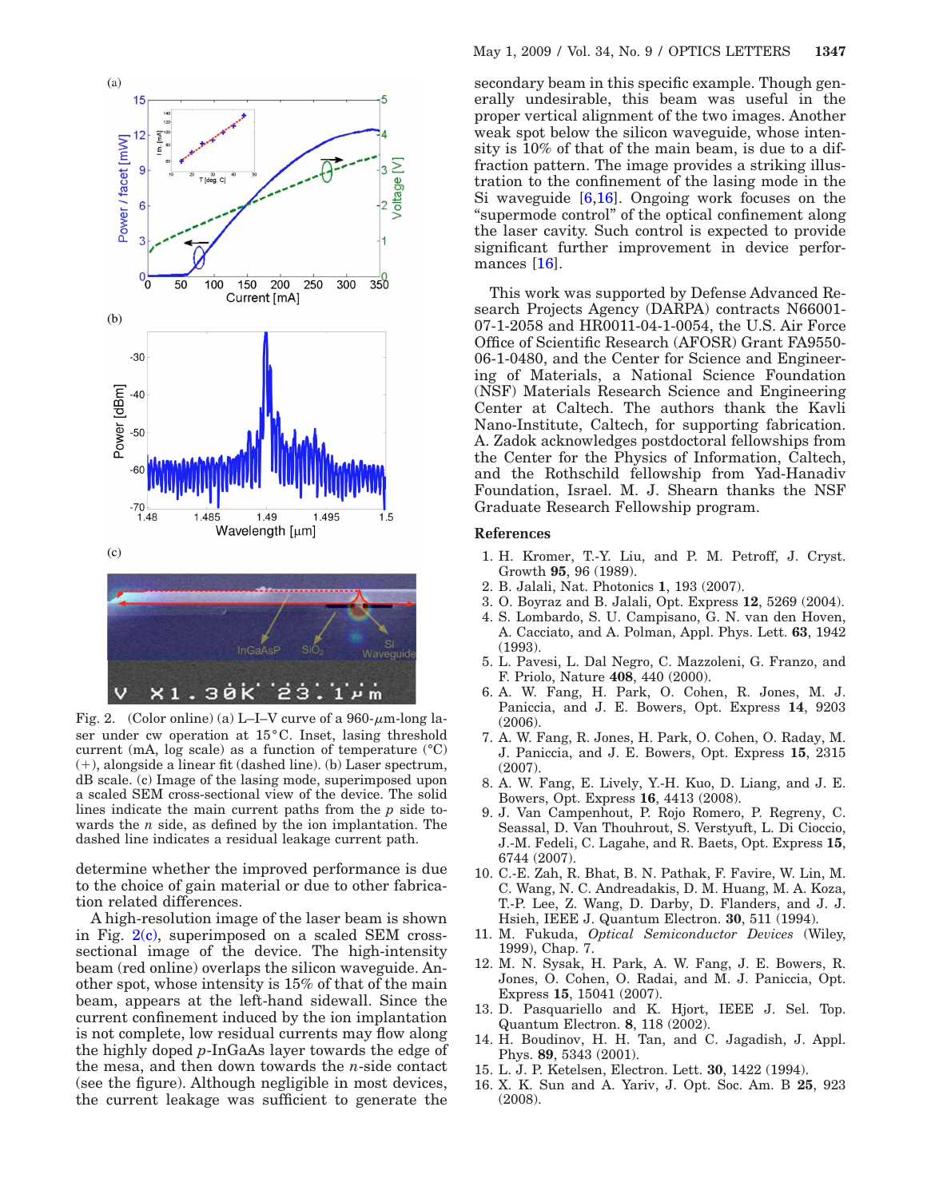(a)

15
12
9
6
3
0
Power / facet [mW]
0 50 100 150 200 250 300 350
Current [mA]
5
4
3
2
1
0
Voltage [V]
I th [mA]
T [deg. C]

(b)

-30
-40
-50
-60
-70
Power [dBm]
1.48 1.485 1.49 1.495 1.5
Wavelength [μm]

(c)

InGaAsP SiO2 Si Waveguide
V ×1.30K 23.1μm

Fig. 2. (Color online) (a) L–I–V curve of a 960-$\mu$m-long laser under cw operation at 15°C. Inset, lasing threshold current (mA, log scale) as a function of temperature (°C) (+), alongside a linear fit (dashed line). (b) Laser spectrum, dB scale. (c) Image of the lasing mode, superimposed upon a scaled SEM cross-sectional view of the device. The solid lines indicate the main current paths from the $p$ side towards the $n$ side, as defined by the ion implantation. The dashed line indicates a residual leakage current path.

determine whether the improved performance is due to the choice of gain material or due to other fabrication related differences.

A high-resolution image of the laser beam is shown in Fig. 2(c), superimposed on a scaled SEM cross-sectional image of the device. The high-intensity beam (red online) overlaps the silicon waveguide. Another spot, whose intensity is 15% of that of the main beam, appears at the left-hand sidewall. Since the current confinement induced by the ion implantation is not complete, low residual currents may flow along the highly doped $p$-InGaAs layer towards the edge of the mesa, and then down towards the $n$-side contact (see the figure). Although negligible in most devices, the current leakage was sufficient to generate the secondary beam in this specific example. Though generally undesirable, this beam was useful in the proper vertical alignment of the two images. Another weak spot below the silicon waveguide, whose intensity is 10% of that of the main beam, is due to a diffraction pattern. The image provides a striking illustration to the confinement of the lasing mode in the Si waveguide [6,16]. Ongoing work focuses on the "supermode control" of the optical confinement along the laser cavity. Such control is expected to provide significant further improvement in device performances [16].

This work was supported by Defense Advanced Research Projects Agency (DARPA) contracts N66001-07-1-2058 and HR0011-04-1-0054, the U.S. Air Force Office of Scientific Research (AFOSR) Grant FA9550-06-1-0480, and the Center for Science and Engineering of Materials, a National Science Foundation (NSF) Materials Research Science and Engineering Center at Caltech. The authors thank the Kavli Nano-Institute, Caltech, for supporting fabrication. A. Zadok acknowledges postdoctoral fellowships from the Center for the Physics of Information, Caltech, and the Rothschild fellowship from Yad-Hanadiv Foundation, Israel. M. J. Shearn thanks the NSF Graduate Research Fellowship program.

## References

1. H. Kromer, T.-Y. Liu, and P. M. Petroff, J. Cryst. Growth **95**, 96 (1989).
2. B. Jalali, Nat. Photonics **1**, 193 (2007).
3. O. Boyraz and B. Jalali, Opt. Express **12**, 5269 (2004).
4. S. Lombardo, S. U. Campisano, G. N. van den Hoven, A. Cacciato, and A. Polman, Appl. Phys. Lett. **63**, 1942 (1993).
5. L. Pavesi, L. Dal Negro, C. Mazzoleni, G. Franzo, and F. Priolo, Nature **408**, 440 (2000).
6. A. W. Fang, H. Park, O. Cohen, R. Jones, M. J. Paniccia, and J. E. Bowers, Opt. Express **14**, 9203 (2006).
7. A. W. Fang, R. Jones, H. Park, O. Cohen, O. Raday, M. J. Paniccia, and J. E. Bowers, Opt. Express **15**, 2315 (2007).
8. A. W. Fang, E. Lively, Y.-H. Kuo, D. Liang, and J. E. Bowers, Opt. Express **16**, 4413 (2008).
9. J. Van Campenhout, P. Rojo Romero, P. Regreny, C. Seassal, D. Van Thouhrout, S. Verstyuft, L. Di Cioccio, J.-M. Fedeli, C. Lagahe, and R. Baets, Opt. Express **15**, 6744 (2007).
10. C.-E. Zah, R. Bhat, B. N. Pathak, F. Favire, W. Lin, M. C. Wang, N. C. Andreadakis, D. M. Huang, M. A. Koza, T.-P. Lee, Z. Wang, D. Darby, D. Flanders, and J. J. Hsieh, IEEE J. Quantum Electron. **30**, 511 (1994).
11. M. Fukuda, *Optical Semiconductor Devices* (Wiley, 1999), Chap. 7.
12. M. N. Sysak, H. Park, A. W. Fang, J. E. Bowers, R. Jones, O. Cohen, O. Radai, and M. J. Paniccia, Opt. Express **15**, 15041 (2007).
13. D. Pasquariello and K. Hjort, IEEE J. Sel. Top. Quantum Electron. **8**, 118 (2002).
14. H. Boudinov, H. H. Tan, and C. Jagadish, J. Appl. Phys. **89**, 5343 (2001).
15. L. J. P. Ketelsen, Electron. Lett. **30**, 1422 (1994).
16. X. K. Sun and A. Yariv, J. Opt. Soc. Am. B **25**, 923 (2008).